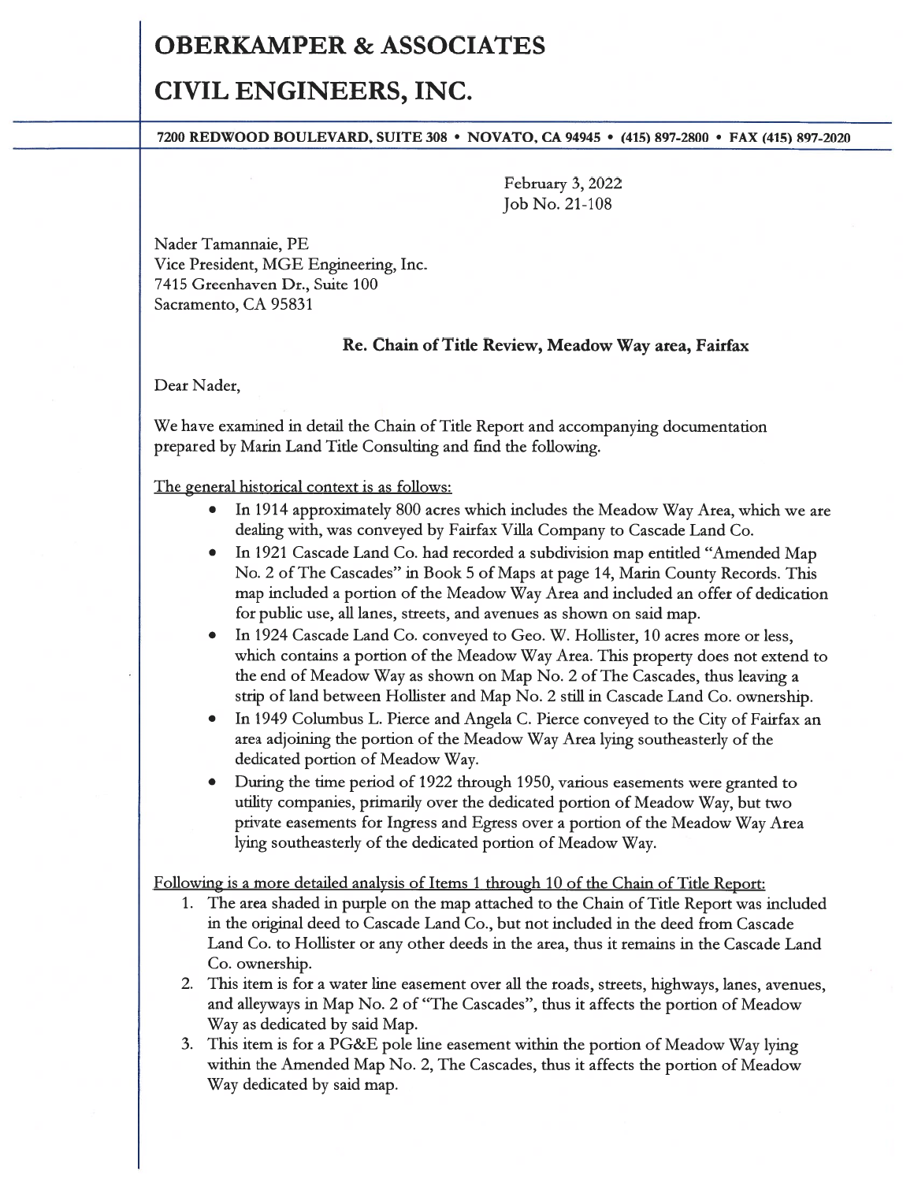# OBERKAMPER & ASSOCIATES

# CIVIL ENGINEERS, INC.

**7200 REDWOOD BOULEVARD, SUITE 308 • NOVATO, CA 94945 • (415) 897-2800 • FAX (415) 897-2020**

February 3, 2022
Job No. 21-108

Nader Tamannaie, PE
Vice President, MGE Engineering, Inc.
7415 Greenhaven Dr., Suite 100
Sacramento, CA 95831

**Re. Chain of Title Review, Meadow Way area, Fairfax**

Dear Nader,

We have examined in detail the Chain of Title Report and accompanying documentation prepared by Marin Land Title Consulting and find the following.

<u>The general historical context is as follows:</u>

- In 1914 approximately 800 acres which includes the Meadow Way Area, which we are dealing with, was conveyed by Fairfax Villa Company to Cascade Land Co.
- In 1921 Cascade Land Co. had recorded a subdivision map entitled "Amended Map No. 2 of The Cascades" in Book 5 of Maps at page 14, Marin County Records. This map included a portion of the Meadow Way Area and included an offer of dedication for public use, all lanes, streets, and avenues as shown on said map.
- In 1924 Cascade Land Co. conveyed to Geo. W. Hollister, 10 acres more or less, which contains a portion of the Meadow Way Area. This property does not extend to the end of Meadow Way as shown on Map No. 2 of The Cascades, thus leaving a strip of land between Hollister and Map No. 2 still in Cascade Land Co. ownership.
- In 1949 Columbus L. Pierce and Angela C. Pierce conveyed to the City of Fairfax an area adjoining the portion of the Meadow Way Area lying southeasterly of the dedicated portion of Meadow Way.
- During the time period of 1922 through 1950, various easements were granted to utility companies, primarily over the dedicated portion of Meadow Way, but two private easements for Ingress and Egress over a portion of the Meadow Way Area lying southeasterly of the dedicated portion of Meadow Way.

<u>Following is a more detailed analysis of Items 1 through 10 of the Chain of Title Report:</u>

1. The area shaded in purple on the map attached to the Chain of Title Report was included in the original deed to Cascade Land Co., but not included in the deed from Cascade Land Co. to Hollister or any other deeds in the area, thus it remains in the Cascade Land Co. ownership.
2. This item is for a water line easement over all the roads, streets, highways, lanes, avenues, and alleyways in Map No. 2 of "The Cascades", thus it affects the portion of Meadow Way as dedicated by said Map.
3. This item is for a PG&E pole line easement within the portion of Meadow Way lying within the Amended Map No. 2, The Cascades, thus it affects the portion of Meadow Way dedicated by said map.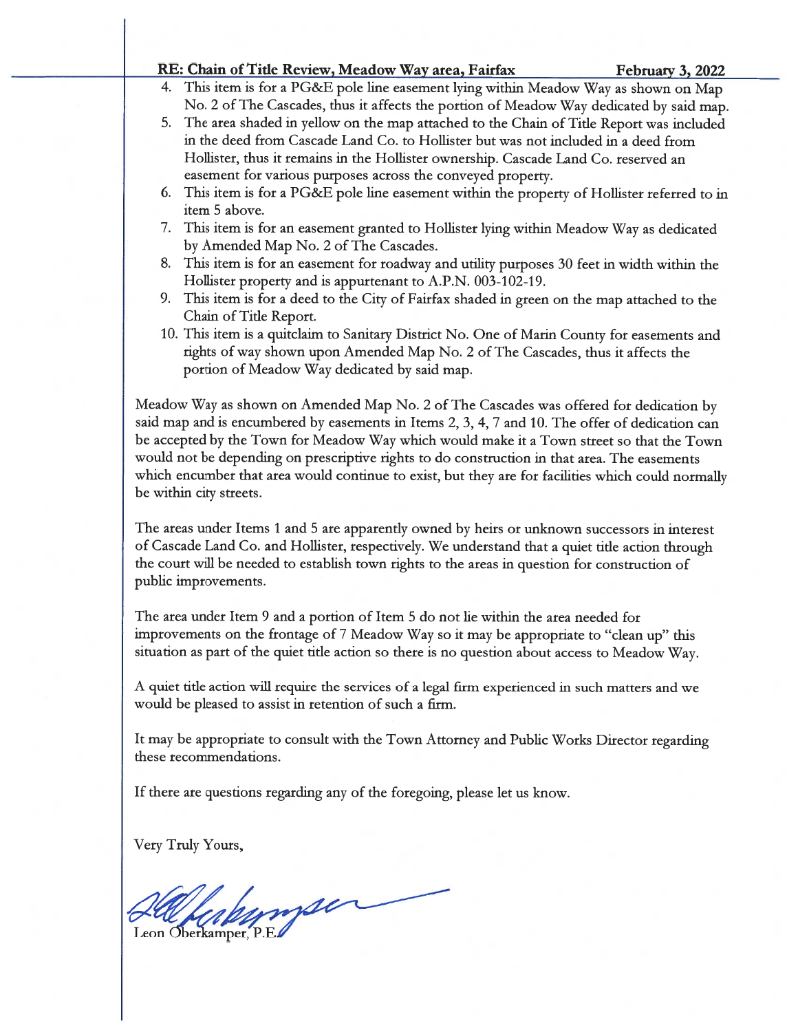4. This item is for a PG&E pole line easement lying within Meadow Way as shown on Map No. 2 of The Cascades, thus it affects the portion of Meadow Way dedicated by said map.
5. The area shaded in yellow on the map attached to the Chain of Title Report was included in the deed from Cascade Land Co. to Hollister but was not included in a deed from Hollister, thus it remains in the Hollister ownership. Cascade Land Co. reserved an easement for various purposes across the conveyed property.
6. This item is for a PG&E pole line easement within the property of Hollister referred to in item 5 above.
7. This item is for an easement granted to Hollister lying within Meadow Way as dedicated by Amended Map No. 2 of The Cascades.
8. This item is for an easement for roadway and utility purposes 30 feet in width within the Hollister property and is appurtenant to A.P.N. 003-102-19.
9. This item is for a deed to the City of Fairfax shaded in green on the map attached to the Chain of Title Report.
10. This item is a quitclaim to Sanitary District No. One of Marin County for easements and rights of way shown upon Amended Map No. 2 of The Cascades, thus it affects the portion of Meadow Way dedicated by said map.

Meadow Way as shown on Amended Map No. 2 of The Cascades was offered for dedication by said map and is encumbered by easements in Items 2, 3, 4, 7 and 10. The offer of dedication can be accepted by the Town for Meadow Way which would make it a Town street so that the Town would not be depending on prescriptive rights to do construction in that area. The easements which encumber that area would continue to exist, but they are for facilities which could normally be within city streets.

The areas under Items 1 and 5 are apparently owned by heirs or unknown successors in interest of Cascade Land Co. and Hollister, respectively. We understand that a quiet title action through the court will be needed to establish town rights to the areas in question for construction of public improvements.

The area under Item 9 and a portion of Item 5 do not lie within the area needed for improvements on the frontage of 7 Meadow Way so it may be appropriate to "clean up" this situation as part of the quiet title action so there is no question about access to Meadow Way.

A quiet title action will require the services of a legal firm experienced in such matters and we would be pleased to assist in retention of such a firm.

It may be appropriate to consult with the Town Attorney and Public Works Director regarding these recommendations.

If there are questions regarding any of the foregoing, please let us know.

Very Truly Yours,

Leon Oberkamper, P.E.